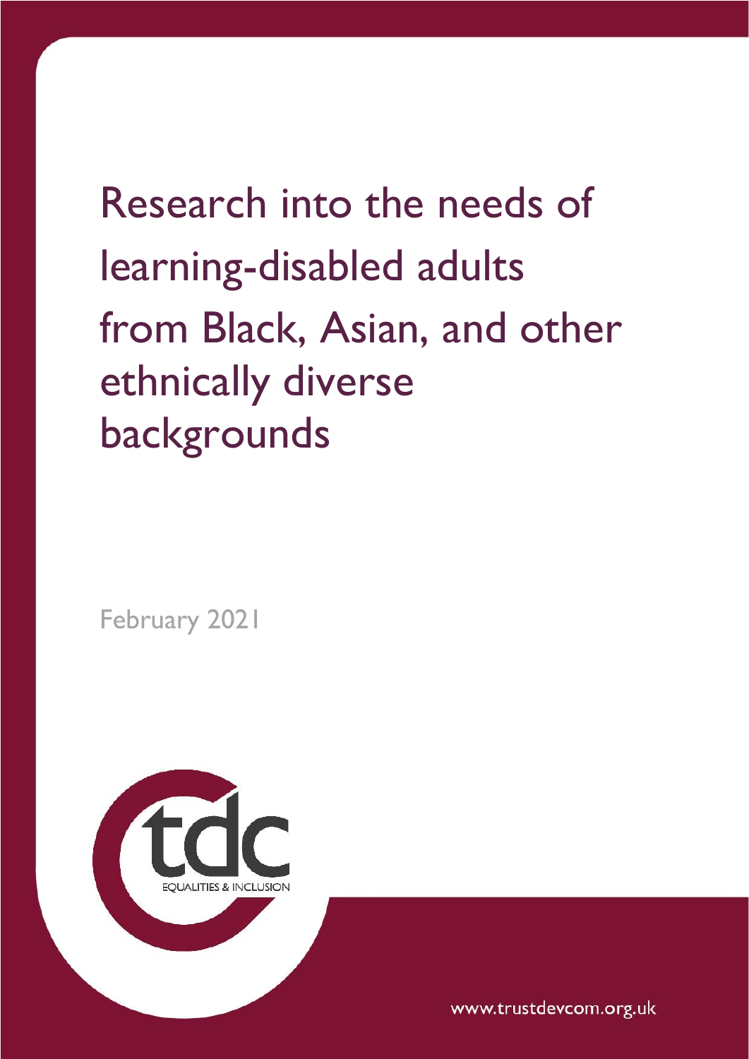# Research into the needs of learning-disabled adults from Black, Asian, and other ethnically diverse backgrounds

February 2021

tdc

EQUALITIES & INCLUSION

www.trustdevcom.org.uk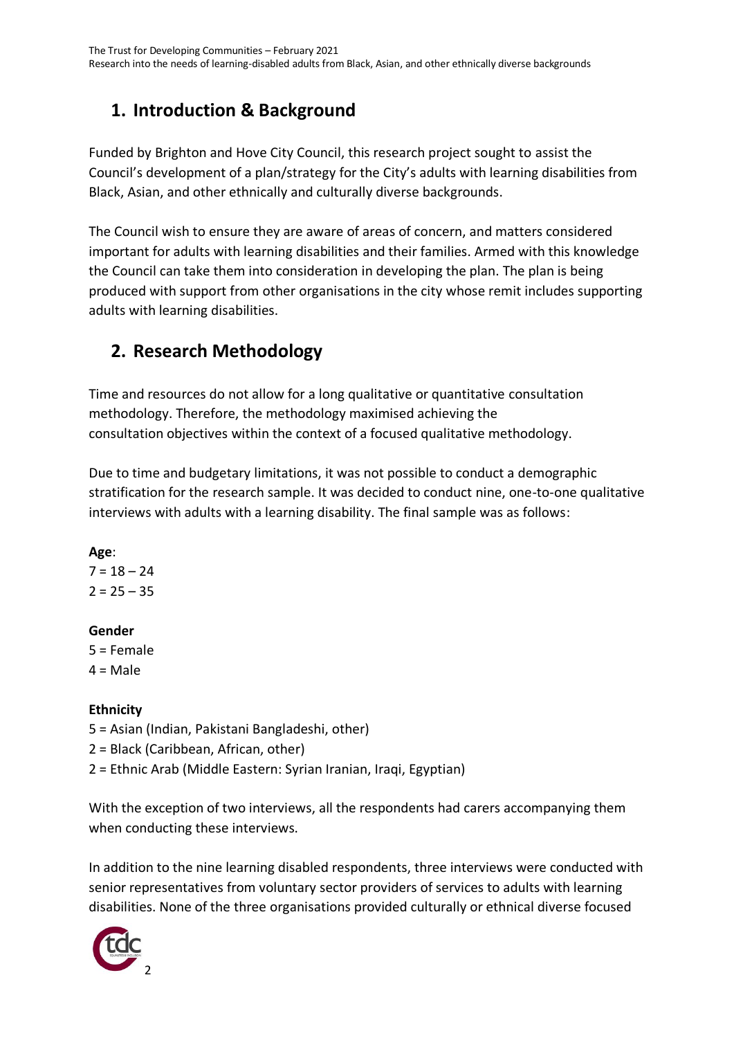## 1. Introduction & Background

Funded by Brighton and Hove City Council, this research project sought to assist the Council's development of a plan/strategy for the City's adults with learning disabilities from Black, Asian, and other ethnically and culturally diverse backgrounds.

The Council wish to ensure they are aware of areas of concern, and matters considered important for adults with learning disabilities and their families. Armed with this knowledge the Council can take them into consideration in developing the plan. The plan is being produced with support from other organisations in the city whose remit includes supporting adults with learning disabilities.

## 2. Research Methodology

Time and resources do not allow for a long qualitative or quantitative consultation methodology. Therefore, the methodology maximised achieving the consultation objectives within the context of a focused qualitative methodology.

Due to time and budgetary limitations, it was not possible to conduct a demographic stratification for the research sample. It was decided to conduct nine, one-to-one qualitative interviews with adults with a learning disability. The final sample was as follows:

**Age**:
7 = 18 – 24
2 = 25 – 35

**Gender**
5 = Female
4 = Male

**Ethnicity**
5 = Asian (Indian, Pakistani Bangladeshi, other)
2 = Black (Caribbean, African, other)
2 = Ethnic Arab (Middle Eastern: Syrian Iranian, Iraqi, Egyptian)

With the exception of two interviews, all the respondents had carers accompanying them when conducting these interviews.

In addition to the nine learning disabled respondents, three interviews were conducted with senior representatives from voluntary sector providers of services to adults with learning disabilities. None of the three organisations provided culturally or ethnical diverse focused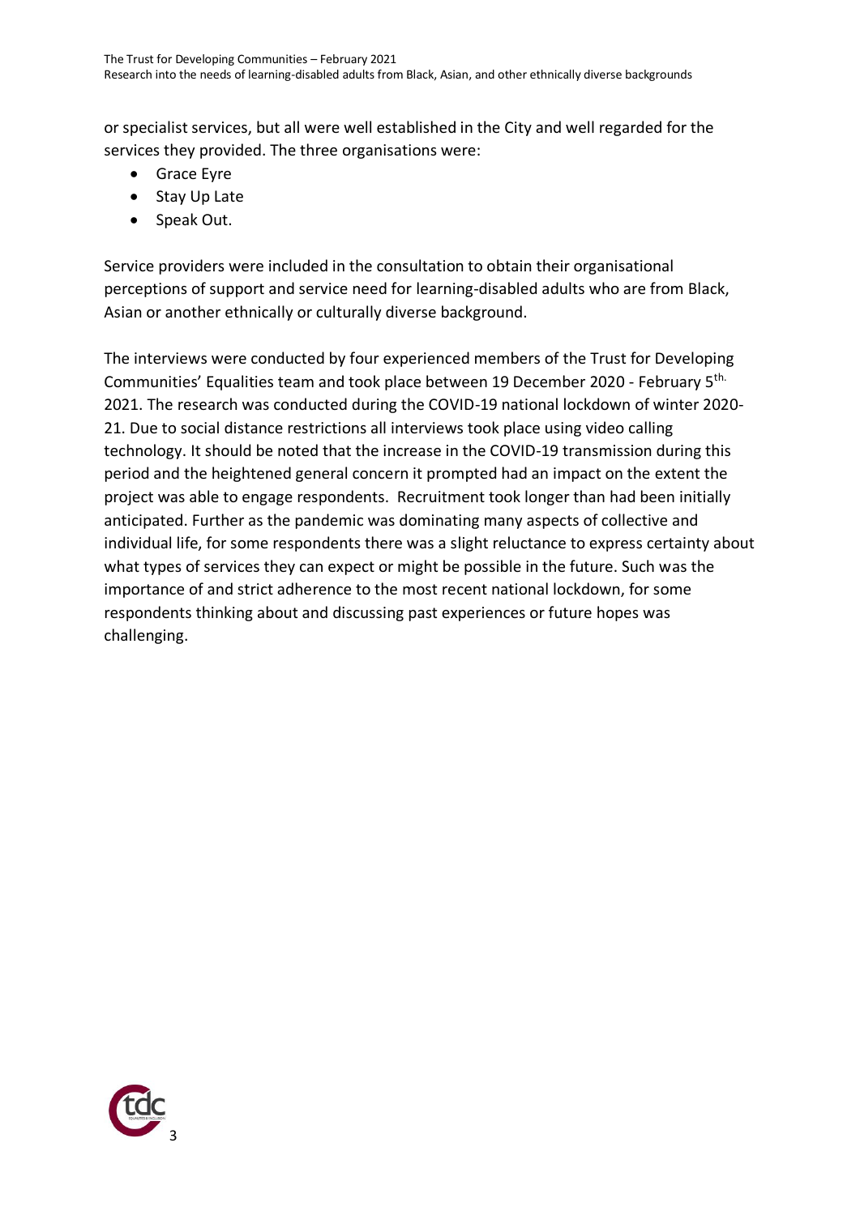or specialist services, but all were well established in the City and well regarded for the services they provided. The three organisations were:

- Grace Eyre
- Stay Up Late
- Speak Out.

Service providers were included in the consultation to obtain their organisational perceptions of support and service need for learning-disabled adults who are from Black, Asian or another ethnically or culturally diverse background.

The interviews were conducted by four experienced members of the Trust for Developing Communities' Equalities team and took place between 19 December 2020 - February 5th. 2021. The research was conducted during the COVID-19 national lockdown of winter 2020-21. Due to social distance restrictions all interviews took place using video calling technology. It should be noted that the increase in the COVID-19 transmission during this period and the heightened general concern it prompted had an impact on the extent the project was able to engage respondents. Recruitment took longer than had been initially anticipated. Further as the pandemic was dominating many aspects of collective and individual life, for some respondents there was a slight reluctance to express certainty about what types of services they can expect or might be possible in the future. Such was the importance of and strict adherence to the most recent national lockdown, for some respondents thinking about and discussing past experiences or future hopes was challenging.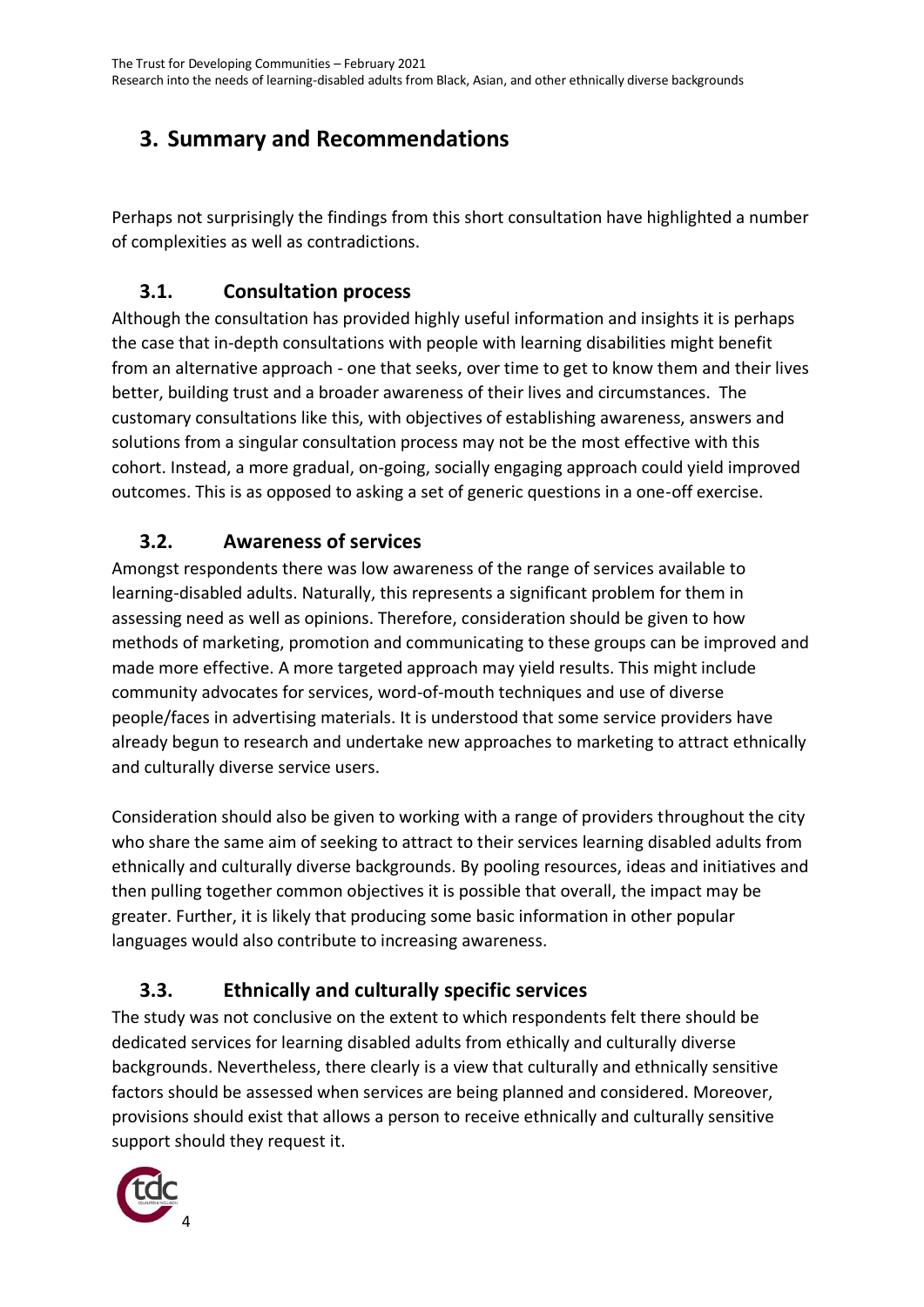# 3. Summary and Recommendations

Perhaps not surprisingly the findings from this short consultation have highlighted a number of complexities as well as contradictions.

## 3.1. Consultation process

Although the consultation has provided highly useful information and insights it is perhaps the case that in-depth consultations with people with learning disabilities might benefit from an alternative approach - one that seeks, over time to get to know them and their lives better, building trust and a broader awareness of their lives and circumstances. The customary consultations like this, with objectives of establishing awareness, answers and solutions from a singular consultation process may not be the most effective with this cohort. Instead, a more gradual, on-going, socially engaging approach could yield improved outcomes. This is as opposed to asking a set of generic questions in a one-off exercise.

## 3.2. Awareness of services

Amongst respondents there was low awareness of the range of services available to learning-disabled adults. Naturally, this represents a significant problem for them in assessing need as well as opinions. Therefore, consideration should be given to how methods of marketing, promotion and communicating to these groups can be improved and made more effective. A more targeted approach may yield results. This might include community advocates for services, word-of-mouth techniques and use of diverse people/faces in advertising materials. It is understood that some service providers have already begun to research and undertake new approaches to marketing to attract ethnically and culturally diverse service users.

Consideration should also be given to working with a range of providers throughout the city who share the same aim of seeking to attract to their services learning disabled adults from ethnically and culturally diverse backgrounds. By pooling resources, ideas and initiatives and then pulling together common objectives it is possible that overall, the impact may be greater. Further, it is likely that producing some basic information in other popular languages would also contribute to increasing awareness.

## 3.3. Ethnically and culturally specific services

The study was not conclusive on the extent to which respondents felt there should be dedicated services for learning disabled adults from ethically and culturally diverse backgrounds. Nevertheless, there clearly is a view that culturally and ethnically sensitive factors should be assessed when services are being planned and considered. Moreover, provisions should exist that allows a person to receive ethnically and culturally sensitive support should they request it.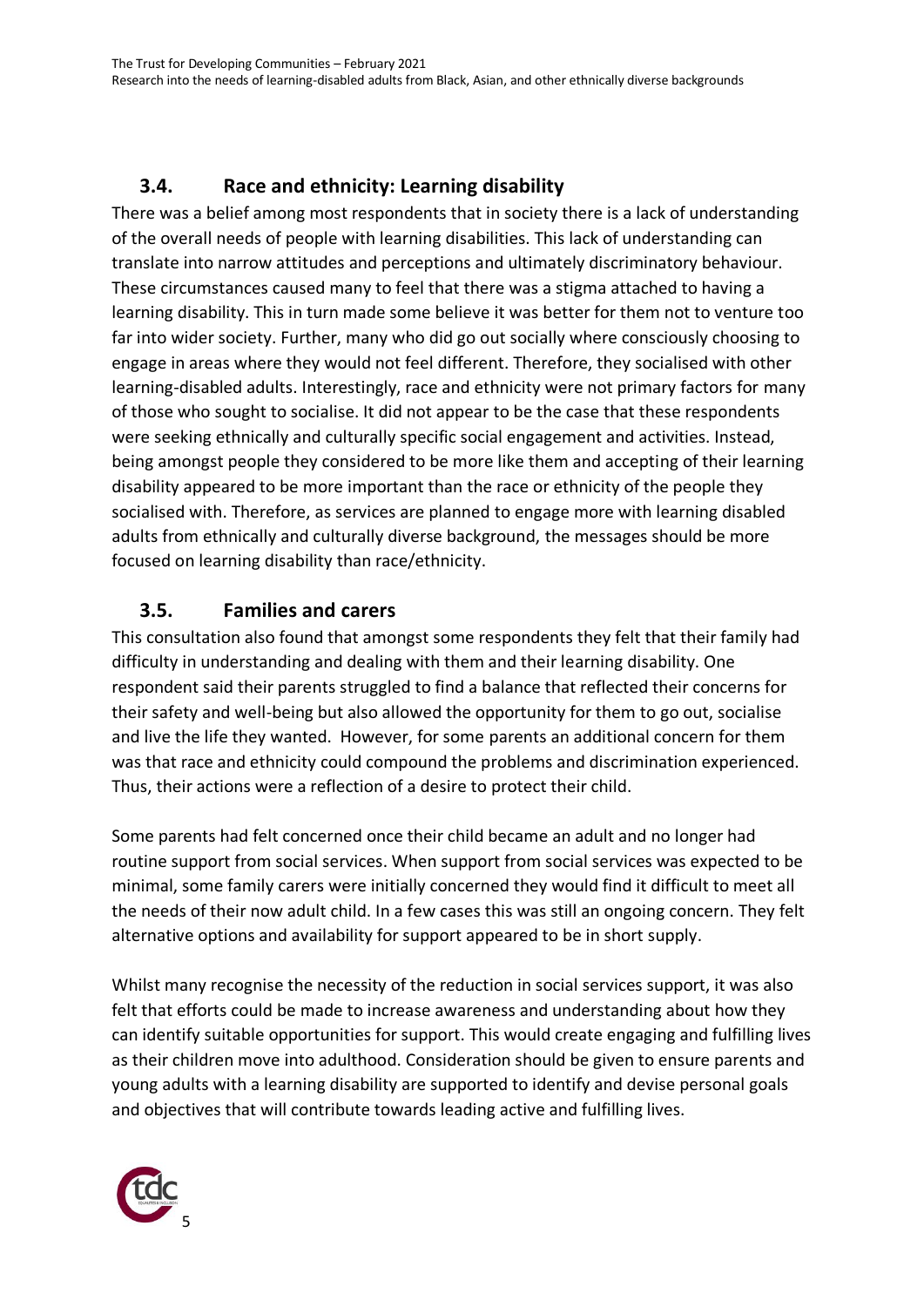## 3.4. Race and ethnicity: Learning disability

There was a belief among most respondents that in society there is a lack of understanding of the overall needs of people with learning disabilities. This lack of understanding can translate into narrow attitudes and perceptions and ultimately discriminatory behaviour. These circumstances caused many to feel that there was a stigma attached to having a learning disability. This in turn made some believe it was better for them not to venture too far into wider society. Further, many who did go out socially where consciously choosing to engage in areas where they would not feel different. Therefore, they socialised with other learning-disabled adults. Interestingly, race and ethnicity were not primary factors for many of those who sought to socialise. It did not appear to be the case that these respondents were seeking ethnically and culturally specific social engagement and activities. Instead, being amongst people they considered to be more like them and accepting of their learning disability appeared to be more important than the race or ethnicity of the people they socialised with. Therefore, as services are planned to engage more with learning disabled adults from ethnically and culturally diverse background, the messages should be more focused on learning disability than race/ethnicity.

## 3.5. Families and carers

This consultation also found that amongst some respondents they felt that their family had difficulty in understanding and dealing with them and their learning disability. One respondent said their parents struggled to find a balance that reflected their concerns for their safety and well-being but also allowed the opportunity for them to go out, socialise and live the life they wanted. However, for some parents an additional concern for them was that race and ethnicity could compound the problems and discrimination experienced. Thus, their actions were a reflection of a desire to protect their child.

Some parents had felt concerned once their child became an adult and no longer had routine support from social services. When support from social services was expected to be minimal, some family carers were initially concerned they would find it difficult to meet all the needs of their now adult child. In a few cases this was still an ongoing concern. They felt alternative options and availability for support appeared to be in short supply.

Whilst many recognise the necessity of the reduction in social services support, it was also felt that efforts could be made to increase awareness and understanding about how they can identify suitable opportunities for support. This would create engaging and fulfilling lives as their children move into adulthood. Consideration should be given to ensure parents and young adults with a learning disability are supported to identify and devise personal goals and objectives that will contribute towards leading active and fulfilling lives.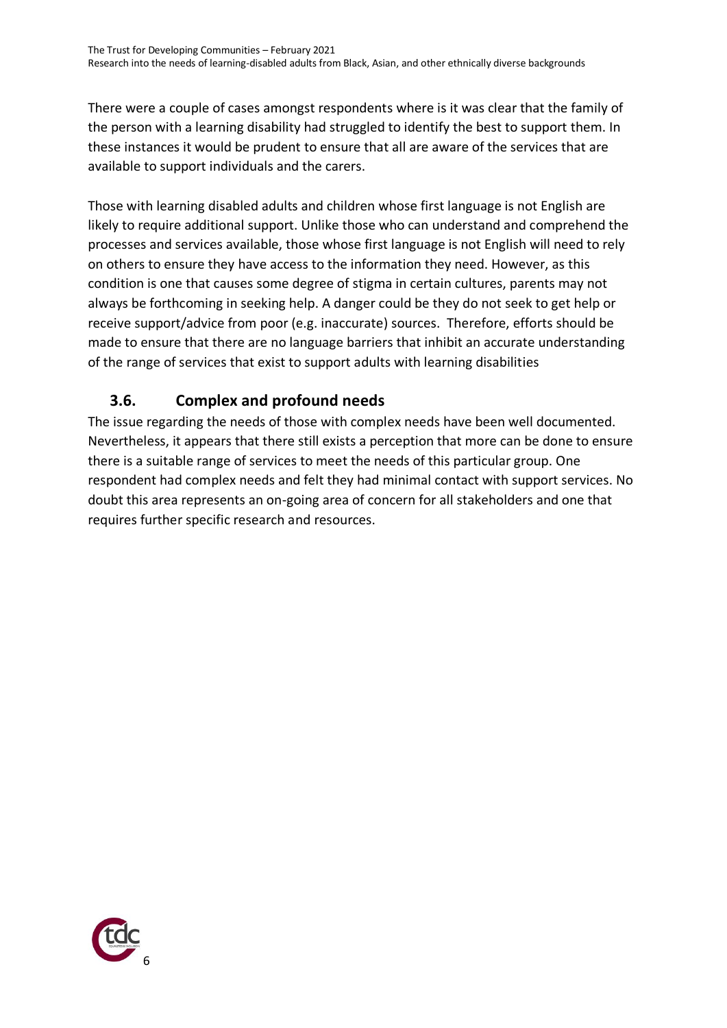There were a couple of cases amongst respondents where is it was clear that the family of the person with a learning disability had struggled to identify the best to support them. In these instances it would be prudent to ensure that all are aware of the services that are available to support individuals and the carers.

Those with learning disabled adults and children whose first language is not English are likely to require additional support. Unlike those who can understand and comprehend the processes and services available, those whose first language is not English will need to rely on others to ensure they have access to the information they need. However, as this condition is one that causes some degree of stigma in certain cultures, parents may not always be forthcoming in seeking help. A danger could be they do not seek to get help or receive support/advice from poor (e.g. inaccurate) sources. Therefore, efforts should be made to ensure that there are no language barriers that inhibit an accurate understanding of the range of services that exist to support adults with learning disabilities

## 3.6. Complex and profound needs

The issue regarding the needs of those with complex needs have been well documented. Nevertheless, it appears that there still exists a perception that more can be done to ensure there is a suitable range of services to meet the needs of this particular group. One respondent had complex needs and felt they had minimal contact with support services. No doubt this area represents an on-going area of concern for all stakeholders and one that requires further specific research and resources.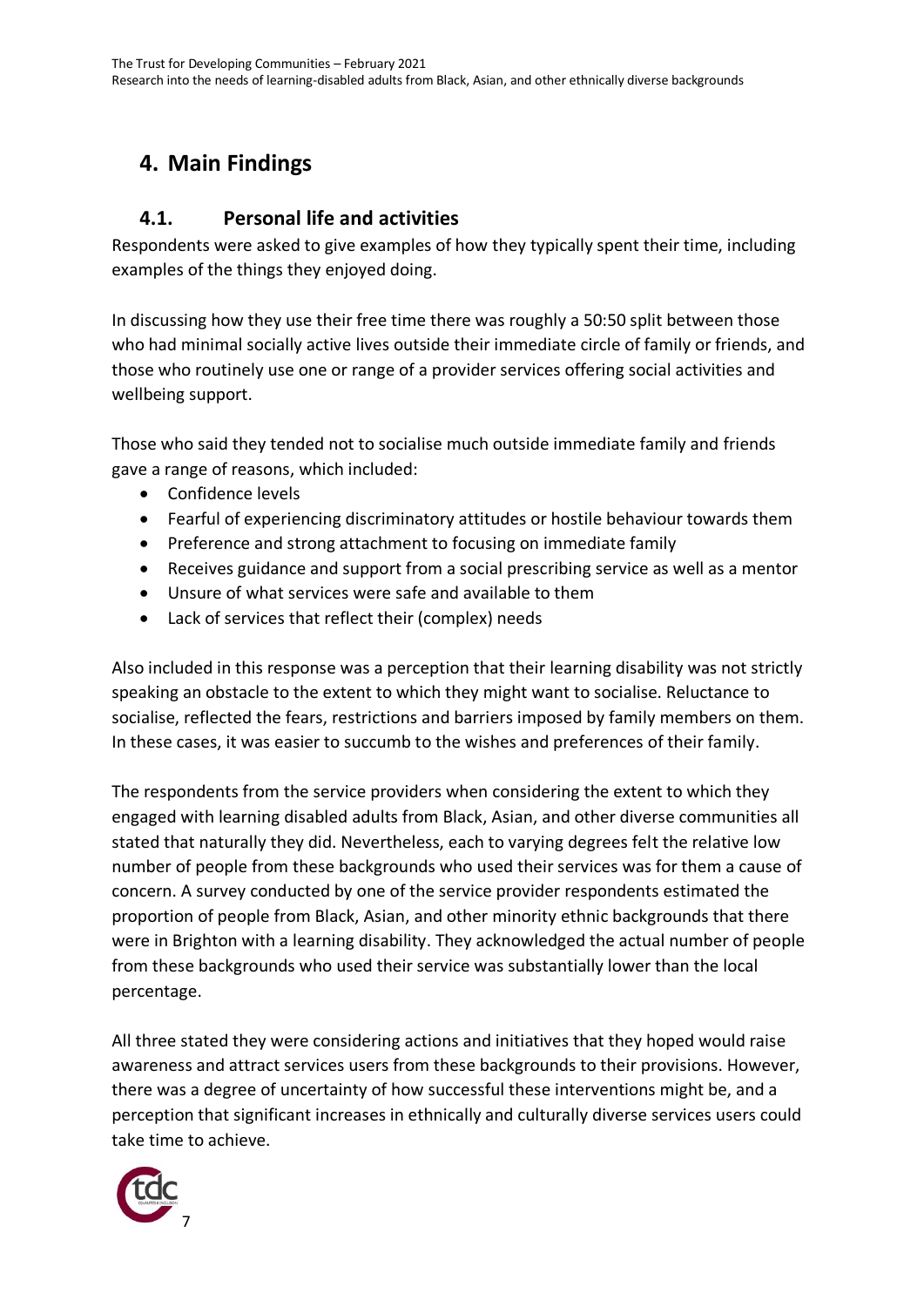# 4. Main Findings

## 4.1. Personal life and activities

Respondents were asked to give examples of how they typically spent their time, including examples of the things they enjoyed doing.

In discussing how they use their free time there was roughly a 50:50 split between those who had minimal socially active lives outside their immediate circle of family or friends, and those who routinely use one or range of a provider services offering social activities and wellbeing support.

Those who said they tended not to socialise much outside immediate family and friends gave a range of reasons, which included:

- Confidence levels
- Fearful of experiencing discriminatory attitudes or hostile behaviour towards them
- Preference and strong attachment to focusing on immediate family
- Receives guidance and support from a social prescribing service as well as a mentor
- Unsure of what services were safe and available to them
- Lack of services that reflect their (complex) needs

Also included in this response was a perception that their learning disability was not strictly speaking an obstacle to the extent to which they might want to socialise. Reluctance to socialise, reflected the fears, restrictions and barriers imposed by family members on them. In these cases, it was easier to succumb to the wishes and preferences of their family.

The respondents from the service providers when considering the extent to which they engaged with learning disabled adults from Black, Asian, and other diverse communities all stated that naturally they did. Nevertheless, each to varying degrees felt the relative low number of people from these backgrounds who used their services was for them a cause of concern. A survey conducted by one of the service provider respondents estimated the proportion of people from Black, Asian, and other minority ethnic backgrounds that there were in Brighton with a learning disability. They acknowledged the actual number of people from these backgrounds who used their service was substantially lower than the local percentage.

All three stated they were considering actions and initiatives that they hoped would raise awareness and attract services users from these backgrounds to their provisions. However, there was a degree of uncertainty of how successful these interventions might be, and a perception that significant increases in ethnically and culturally diverse services users could take time to achieve.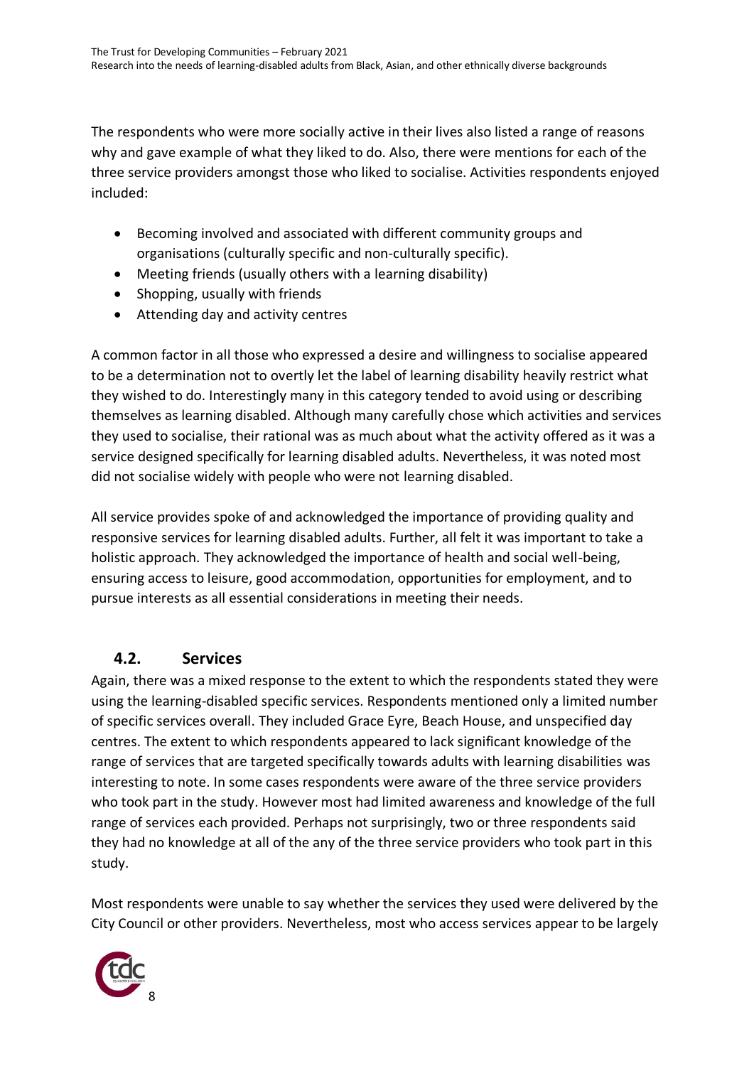The respondents who were more socially active in their lives also listed a range of reasons why and gave example of what they liked to do. Also, there were mentions for each of the three service providers amongst those who liked to socialise. Activities respondents enjoyed included:

- Becoming involved and associated with different community groups and organisations (culturally specific and non-culturally specific).
- Meeting friends (usually others with a learning disability)
- Shopping, usually with friends
- Attending day and activity centres

A common factor in all those who expressed a desire and willingness to socialise appeared to be a determination not to overtly let the label of learning disability heavily restrict what they wished to do. Interestingly many in this category tended to avoid using or describing themselves as learning disabled. Although many carefully chose which activities and services they used to socialise, their rational was as much about what the activity offered as it was a service designed specifically for learning disabled adults. Nevertheless, it was noted most did not socialise widely with people who were not learning disabled.

All service provides spoke of and acknowledged the importance of providing quality and responsive services for learning disabled adults. Further, all felt it was important to take a holistic approach. They acknowledged the importance of health and social well-being, ensuring access to leisure, good accommodation, opportunities for employment, and to pursue interests as all essential considerations in meeting their needs.

## 4.2. Services

Again, there was a mixed response to the extent to which the respondents stated they were using the learning-disabled specific services. Respondents mentioned only a limited number of specific services overall. They included Grace Eyre, Beach House, and unspecified day centres. The extent to which respondents appeared to lack significant knowledge of the range of services that are targeted specifically towards adults with learning disabilities was interesting to note. In some cases respondents were aware of the three service providers who took part in the study. However most had limited awareness and knowledge of the full range of services each provided. Perhaps not surprisingly, two or three respondents said they had no knowledge at all of the any of the three service providers who took part in this study.

Most respondents were unable to say whether the services they used were delivered by the City Council or other providers. Nevertheless, most who access services appear to be largely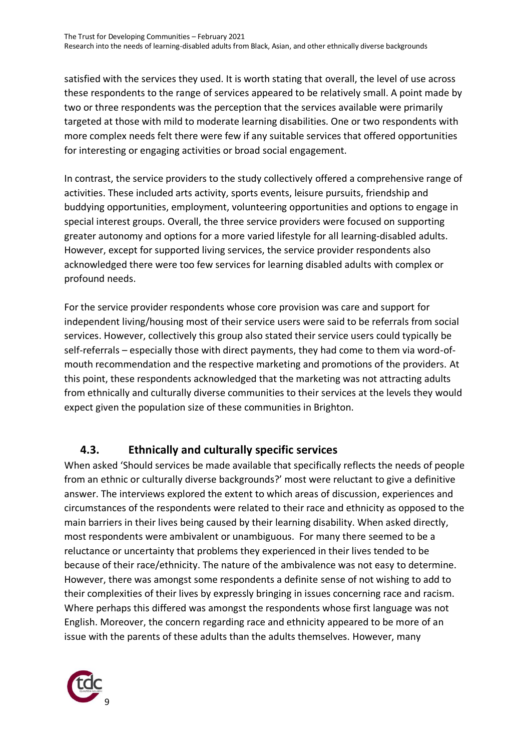satisfied with the services they used. It is worth stating that overall, the level of use across these respondents to the range of services appeared to be relatively small. A point made by two or three respondents was the perception that the services available were primarily targeted at those with mild to moderate learning disabilities. One or two respondents with more complex needs felt there were few if any suitable services that offered opportunities for interesting or engaging activities or broad social engagement.

In contrast, the service providers to the study collectively offered a comprehensive range of activities. These included arts activity, sports events, leisure pursuits, friendship and buddying opportunities, employment, volunteering opportunities and options to engage in special interest groups. Overall, the three service providers were focused on supporting greater autonomy and options for a more varied lifestyle for all learning-disabled adults. However, except for supported living services, the service provider respondents also acknowledged there were too few services for learning disabled adults with complex or profound needs.

For the service provider respondents whose core provision was care and support for independent living/housing most of their service users were said to be referrals from social services. However, collectively this group also stated their service users could typically be self-referrals – especially those with direct payments, they had come to them via word-of-mouth recommendation and the respective marketing and promotions of the providers. At this point, these respondents acknowledged that the marketing was not attracting adults from ethnically and culturally diverse communities to their services at the levels they would expect given the population size of these communities in Brighton.

## 4.3. Ethnically and culturally specific services

When asked 'Should services be made available that specifically reflects the needs of people from an ethnic or culturally diverse backgrounds?' most were reluctant to give a definitive answer. The interviews explored the extent to which areas of discussion, experiences and circumstances of the respondents were related to their race and ethnicity as opposed to the main barriers in their lives being caused by their learning disability. When asked directly, most respondents were ambivalent or unambiguous. For many there seemed to be a reluctance or uncertainty that problems they experienced in their lives tended to be because of their race/ethnicity. The nature of the ambivalence was not easy to determine. However, there was amongst some respondents a definite sense of not wishing to add to their complexities of their lives by expressly bringing in issues concerning race and racism. Where perhaps this differed was amongst the respondents whose first language was not English. Moreover, the concern regarding race and ethnicity appeared to be more of an issue with the parents of these adults than the adults themselves. However, many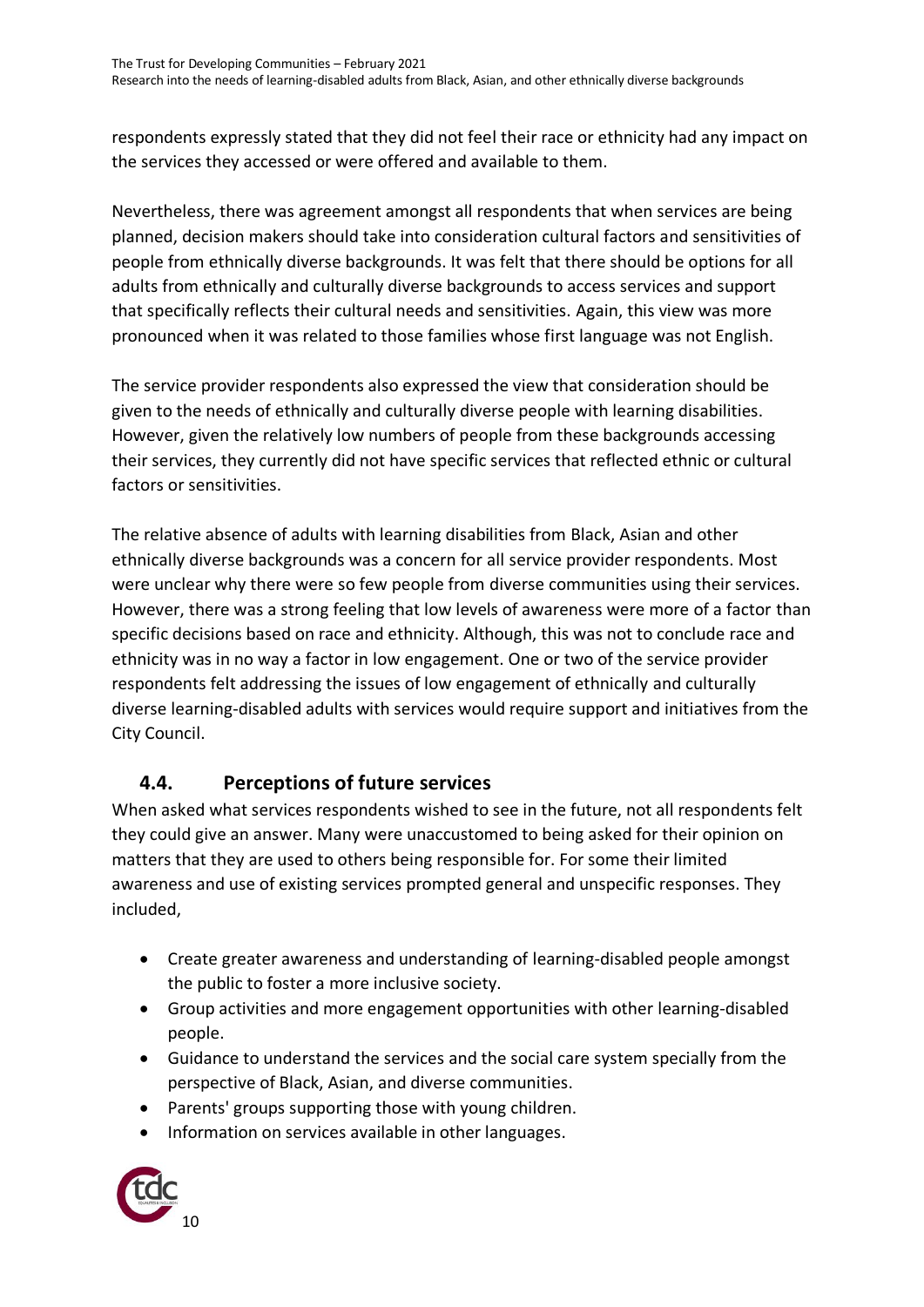respondents expressly stated that they did not feel their race or ethnicity had any impact on the services they accessed or were offered and available to them.

Nevertheless, there was agreement amongst all respondents that when services are being planned, decision makers should take into consideration cultural factors and sensitivities of people from ethnically diverse backgrounds. It was felt that there should be options for all adults from ethnically and culturally diverse backgrounds to access services and support that specifically reflects their cultural needs and sensitivities. Again, this view was more pronounced when it was related to those families whose first language was not English.

The service provider respondents also expressed the view that consideration should be given to the needs of ethnically and culturally diverse people with learning disabilities. However, given the relatively low numbers of people from these backgrounds accessing their services, they currently did not have specific services that reflected ethnic or cultural factors or sensitivities.

The relative absence of adults with learning disabilities from Black, Asian and other ethnically diverse backgrounds was a concern for all service provider respondents. Most were unclear why there were so few people from diverse communities using their services. However, there was a strong feeling that low levels of awareness were more of a factor than specific decisions based on race and ethnicity. Although, this was not to conclude race and ethnicity was in no way a factor in low engagement. One or two of the service provider respondents felt addressing the issues of low engagement of ethnically and culturally diverse learning-disabled adults with services would require support and initiatives from the City Council.

## 4.4. Perceptions of future services

When asked what services respondents wished to see in the future, not all respondents felt they could give an answer. Many were unaccustomed to being asked for their opinion on matters that they are used to others being responsible for. For some their limited awareness and use of existing services prompted general and unspecific responses. They included,

- Create greater awareness and understanding of learning-disabled people amongst the public to foster a more inclusive society.
- Group activities and more engagement opportunities with other learning-disabled people.
- Guidance to understand the services and the social care system specially from the perspective of Black, Asian, and diverse communities.
- Parents' groups supporting those with young children.
- Information on services available in other languages.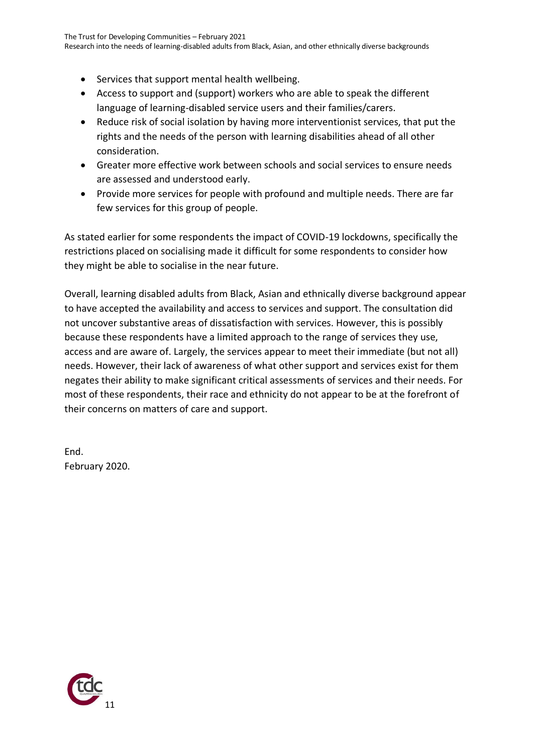- Services that support mental health wellbeing.
- Access to support and (support) workers who are able to speak the different language of learning-disabled service users and their families/carers.
- Reduce risk of social isolation by having more interventionist services, that put the rights and the needs of the person with learning disabilities ahead of all other consideration.
- Greater more effective work between schools and social services to ensure needs are assessed and understood early.
- Provide more services for people with profound and multiple needs. There are far few services for this group of people.

As stated earlier for some respondents the impact of COVID-19 lockdowns, specifically the restrictions placed on socialising made it difficult for some respondents to consider how they might be able to socialise in the near future.

Overall, learning disabled adults from Black, Asian and ethnically diverse background appear to have accepted the availability and access to services and support. The consultation did not uncover substantive areas of dissatisfaction with services. However, this is possibly because these respondents have a limited approach to the range of services they use, access and are aware of. Largely, the services appear to meet their immediate (but not all) needs. However, their lack of awareness of what other support and services exist for them negates their ability to make significant critical assessments of services and their needs. For most of these respondents, their race and ethnicity do not appear to be at the forefront of their concerns on matters of care and support.

End.
February 2020.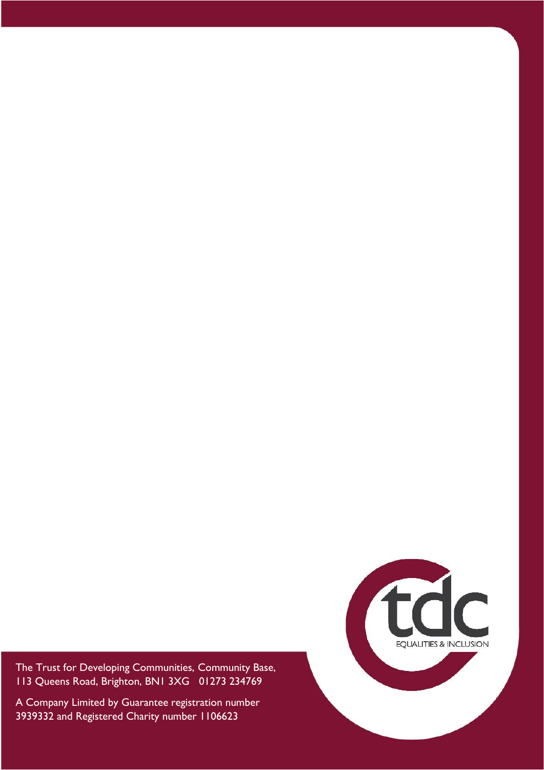The Trust for Developing Communities, Community Base, 113 Queens Road, Brighton, BN1 3XG   01273 234769

A Company Limited by Guarantee registration number 3939332 and Registered Charity number 1106623

tdc

EQUALITIES & INCLUSION